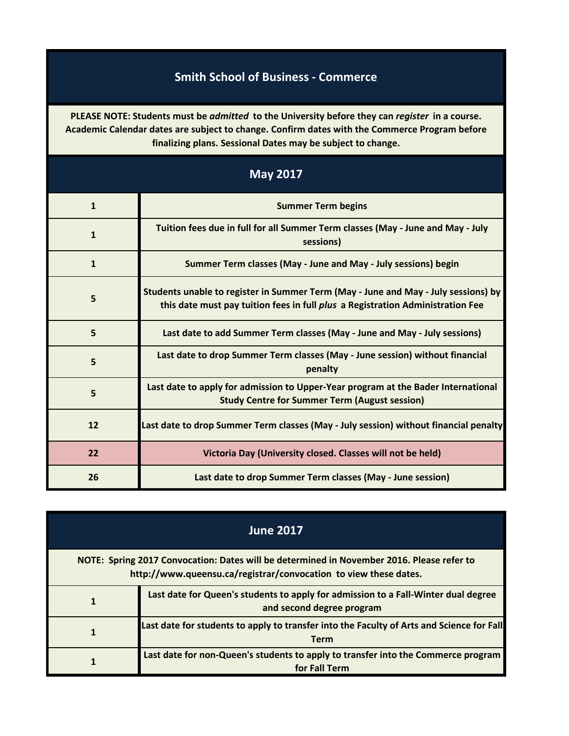# Smith School of Business - Commerce

**PLEASE NOTE: Students must be *admitted* to the University before they can *register* in a course. Academic Calendar dates are subject to change. Confirm dates with the Commerce Program before finalizing plans. Sessional Dates may be subject to change.**

## May 2017

| Date | Event |
|---|---|
| 1 | Summer Term begins |
| 1 | Tuition fees due in full for all Summer Term classes (May - June and May - July sessions) |
| 1 | Summer Term classes (May - June and May - July sessions) begin |
| 5 | Students unable to register in Summer Term (May - June and May - July sessions) by this date must pay tuition fees in full *plus* a Registration Administration Fee |
| 5 | Last date to add Summer Term classes (May - June and May - July sessions) |
| 5 | Last date to drop Summer Term classes (May - June session) without financial penalty |
| 5 | Last date to apply for admission to Upper-Year program at the Bader International Study Centre for Summer Term (August session) |
| 12 | Last date to drop Summer Term classes (May - July session) without financial penalty |
| 22 | Victoria Day (University closed. Classes will not be held) |
| 26 | Last date to drop Summer Term classes (May - June session) |

## June 2017

**NOTE: Spring 2017 Convocation: Dates will be determined in November 2016. Please refer to http://www.queensu.ca/registrar/convocation to view these dates.**

| Date | Event |
|---|---|
| 1 | Last date for Queen's students to apply for admission to a Fall-Winter dual degree and second degree program |
| 1 | Last date for students to apply to transfer into the Faculty of Arts and Science for Fall Term |
| 1 | Last date for non-Queen's students to apply to transfer into the Commerce program for Fall Term |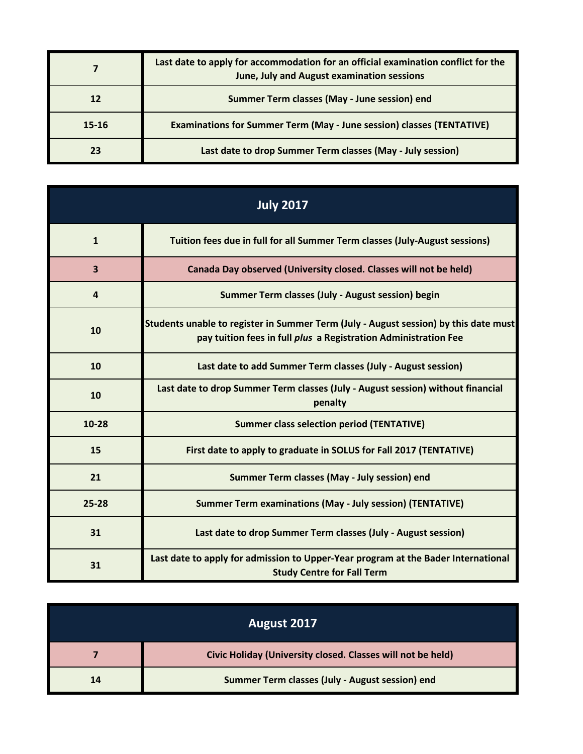| | |
|---|---|
| **7** | **Last date to apply for accommodation for an official examination conflict for the June, July and August examination sessions** |
| **12** | **Summer Term classes (May - June session) end** |
| **15-16** | **Examinations for Summer Term (May - June session) classes (TENTATIVE)** |
| **23** | **Last date to drop Summer Term classes (May - July session)** |

## July 2017

| | |
|---|---|
| **1** | **Tuition fees due in full for all Summer Term classes (July-August sessions)** |
| **3** | **Canada Day observed (University closed. Classes will not be held)** |
| **4** | **Summer Term classes (July - August session) begin** |
| **10** | **Students unable to register in Summer Term (July - August session) by this date must pay tuition fees in full *plus* a Registration Administration Fee** |
| **10** | **Last date to add Summer Term classes (July - August session)** |
| **10** | **Last date to drop Summer Term classes (July - August session) without financial penalty** |
| **10-28** | **Summer class selection period (TENTATIVE)** |
| **15** | **First date to apply to graduate in SOLUS for Fall 2017 (TENTATIVE)** |
| **21** | **Summer Term classes (May - July session) end** |
| **25-28** | **Summer Term examinations (May - July session) (TENTATIVE)** |
| **31** | **Last date to drop Summer Term classes (July - August session)** |
| **31** | **Last date to apply for admission to Upper-Year program at the Bader International Study Centre for Fall Term** |

## August 2017

| | |
|---|---|
| **7** | **Civic Holiday (University closed. Classes will not be held)** |
| **14** | **Summer Term classes (July - August session) end** |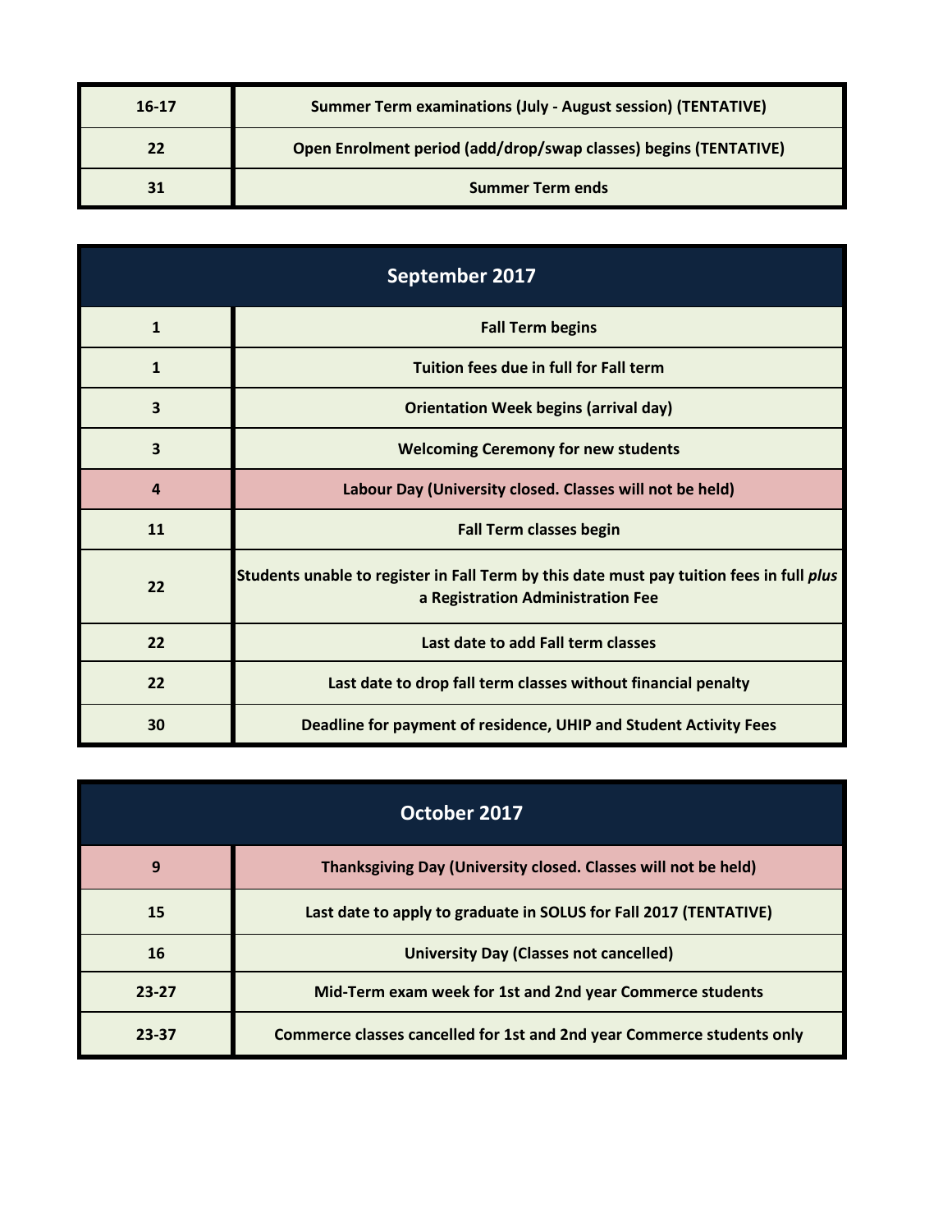| | |
|---|---|
| **16-17** | **Summer Term examinations (July - August session) (TENTATIVE)** |
| **22** | **Open Enrolment period (add/drop/swap classes) begins (TENTATIVE)** |
| **31** | **Summer Term ends** |

## September 2017

| | |
|---|---|
| **1** | **Fall Term begins** |
| **1** | **Tuition fees due in full for Fall term** |
| **3** | **Orientation Week begins (arrival day)** |
| **3** | **Welcoming Ceremony for new students** |
| **4** | **Labour Day (University closed. Classes will not be held)** |
| **11** | **Fall Term classes begin** |
| **22** | **Students unable to register in Fall Term by this date must pay tuition fees in full *plus* a Registration Administration Fee** |
| **22** | **Last date to add Fall term classes** |
| **22** | **Last date to drop fall term classes without financial penalty** |
| **30** | **Deadline for payment of residence, UHIP and Student Activity Fees** |

## October 2017

| | |
|---|---|
| **9** | **Thanksgiving Day (University closed. Classes will not be held)** |
| **15** | **Last date to apply to graduate in SOLUS for Fall 2017 (TENTATIVE)** |
| **16** | **University Day (Classes not cancelled)** |
| **23-27** | **Mid-Term exam week for 1st and 2nd year Commerce students** |
| **23-37** | **Commerce classes cancelled for 1st and 2nd year Commerce students only** |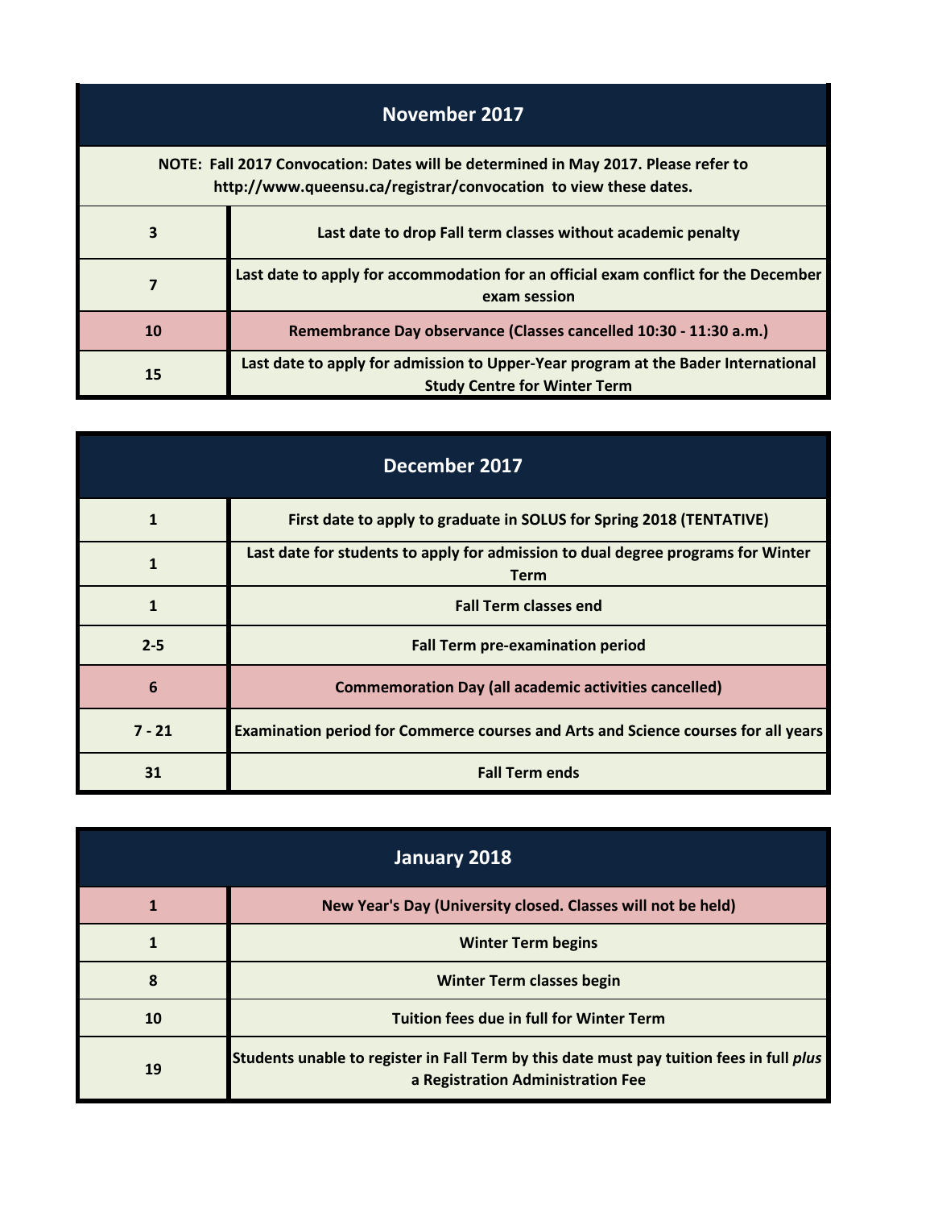## November 2017

**NOTE: Fall 2017 Convocation: Dates will be determined in May 2017. Please refer to http://www.queensu.ca/registrar/convocation to view these dates.**

| Date | Event |
|---|---|
| 3 | Last date to drop Fall term classes without academic penalty |
| 7 | Last date to apply for accommodation for an official exam conflict for the December exam session |
| 10 | Remembrance Day observance (Classes cancelled 10:30 - 11:30 a.m.) |
| 15 | Last date to apply for admission to Upper-Year program at the Bader International Study Centre for Winter Term |

## December 2017

| Date | Event |
|---|---|
| 1 | First date to apply to graduate in SOLUS for Spring 2018 (TENTATIVE) |
| 1 | Last date for students to apply for admission to dual degree programs for Winter Term |
| 1 | Fall Term classes end |
| 2-5 | Fall Term pre-examination period |
| 6 | Commemoration Day (all academic activities cancelled) |
| 7 - 21 | Examination period for Commerce courses and Arts and Science courses for all years |
| 31 | Fall Term ends |

## January 2018

| Date | Event |
|---|---|
| 1 | New Year's Day (University closed. Classes will not be held) |
| 1 | Winter Term begins |
| 8 | Winter Term classes begin |
| 10 | Tuition fees due in full for Winter Term |
| 19 | Students unable to register in Fall Term by this date must pay tuition fees in full *plus* a Registration Administration Fee |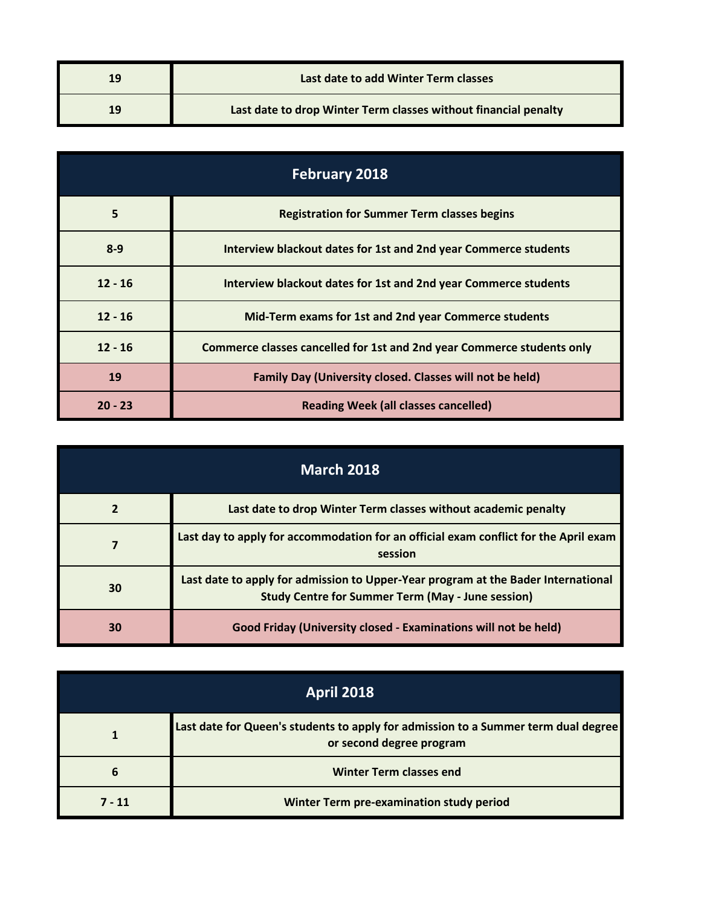| | |
|---|---|
| 19 | Last date to add Winter Term classes |
| 19 | Last date to drop Winter Term classes without financial penalty |

| February 2018 | |
|---|---|
| 5 | Registration for Summer Term classes begins |
| 8-9 | Interview blackout dates for 1st and 2nd year Commerce students |
| 12 - 16 | Interview blackout dates for 1st and 2nd year Commerce students |
| 12 - 16 | Mid-Term exams for 1st and 2nd year Commerce students |
| 12 - 16 | Commerce classes cancelled for 1st and 2nd year Commerce students only |
| 19 | Family Day (University closed. Classes will not be held) |
| 20 - 23 | Reading Week (all classes cancelled) |

| March 2018 | |
|---|---|
| 2 | Last date to drop Winter Term classes without academic penalty |
| 7 | Last day to apply for accommodation for an official exam conflict for the April exam session |
| 30 | Last date to apply for admission to Upper-Year program at the Bader International Study Centre for Summer Term (May - June session) |
| 30 | Good Friday (University closed - Examinations will not be held) |

| April 2018 | |
|---|---|
| 1 | Last date for Queen's students to apply for admission to a Summer term dual degree or second degree program |
| 6 | Winter Term classes end |
| 7 - 11 | Winter Term pre-examination study period |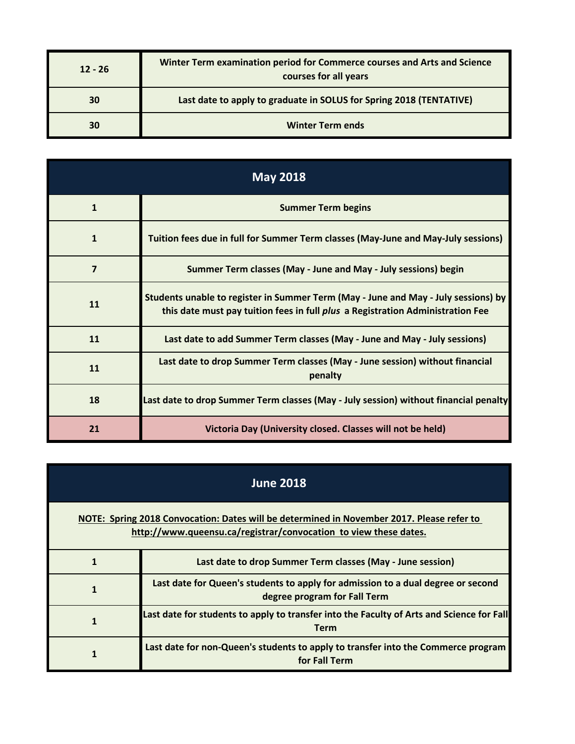| | |
|---|---|
| 12 - 26 | Winter Term examination period for Commerce courses and Arts and Science courses for all years |
| 30 | Last date to apply to graduate in SOLUS for Spring 2018 (TENTATIVE) |
| 30 | Winter Term ends |

## May 2018

| | |
|---|---|
| 1 | Summer Term begins |
| 1 | Tuition fees due in full for Summer Term classes (May-June and May-July sessions) |
| 7 | Summer Term classes (May - June and May - July sessions) begin |
| 11 | Students unable to register in Summer Term (May - June and May - July sessions) by this date must pay tuition fees in full *plus* a Registration Administration Fee |
| 11 | Last date to add Summer Term classes (May - June and May - July sessions) |
| 11 | Last date to drop Summer Term classes (May - June session) without financial penalty |
| 18 | Last date to drop Summer Term classes (May - July session) without financial penalty |
| 21 | Victoria Day (University closed. Classes will not be held) |

## June 2018

NOTE: Spring 2018 Convocation: Dates will be determined in November 2017. Please refer to http://www.queensu.ca/registrar/convocation to view these dates.

| | |
|---|---|
| 1 | Last date to drop Summer Term classes (May - June session) |
| 1 | Last date for Queen's students to apply for admission to a dual degree or second degree program for Fall Term |
| 1 | Last date for students to apply to transfer into the Faculty of Arts and Science for Fall Term |
| 1 | Last date for non-Queen's students to apply to transfer into the Commerce program for Fall Term |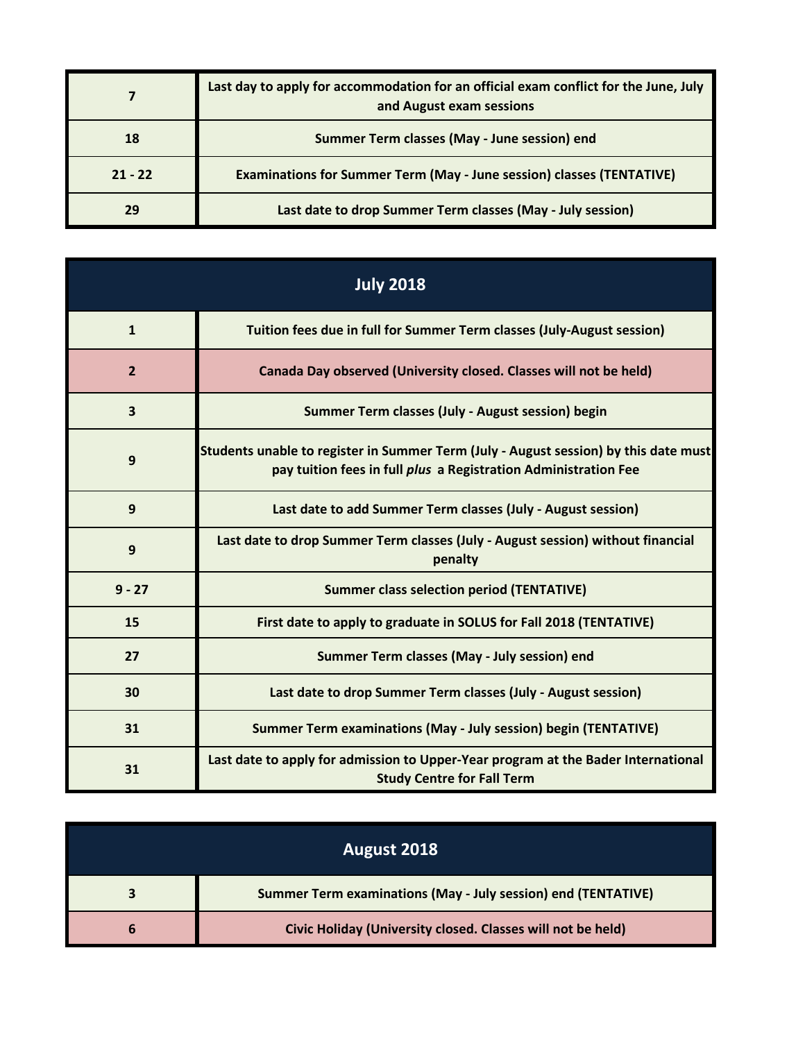| | |
|---|---|
| **7** | **Last day to apply for accommodation for an official exam conflict for the June, July and August exam sessions** |
| **18** | **Summer Term classes (May - June session) end** |
| **21 - 22** | **Examinations for Summer Term (May - June session) classes (TENTATIVE)** |
| **29** | **Last date to drop Summer Term classes (May - July session)** |

## July 2018

| | |
|---|---|
| **1** | **Tuition fees due in full for Summer Term classes (July-August session)** |
| **2** | **Canada Day observed (University closed. Classes will not be held)** |
| **3** | **Summer Term classes (July - August session) begin** |
| **9** | **Students unable to register in Summer Term (July - August session) by this date must pay tuition fees in full *plus* a Registration Administration Fee** |
| **9** | **Last date to add Summer Term classes (July - August session)** |
| **9** | **Last date to drop Summer Term classes (July - August session) without financial penalty** |
| **9 - 27** | **Summer class selection period (TENTATIVE)** |
| **15** | **First date to apply to graduate in SOLUS for Fall 2018 (TENTATIVE)** |
| **27** | **Summer Term classes (May - July session) end** |
| **30** | **Last date to drop Summer Term classes (July - August session)** |
| **31** | **Summer Term examinations (May - July session) begin (TENTATIVE)** |
| **31** | **Last date to apply for admission to Upper-Year program at the Bader International Study Centre for Fall Term** |

## August 2018

| | |
|---|---|
| **3** | **Summer Term examinations (May - July session) end (TENTATIVE)** |
| **6** | **Civic Holiday (University closed. Classes will not be held)** |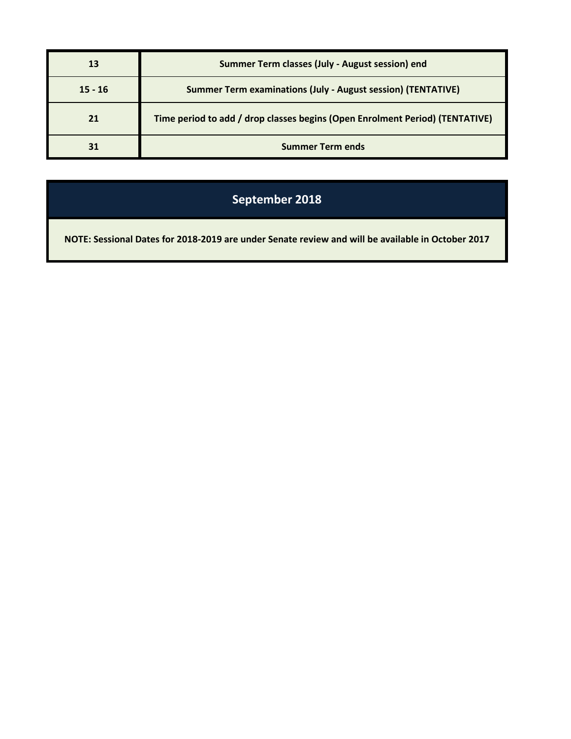| | |
|---|---|
| 13 | Summer Term classes (July - August session) end |
| 15 - 16 | Summer Term examinations (July - August session) (TENTATIVE) |
| 21 | Time period to add / drop classes begins (Open Enrolment Period) (TENTATIVE) |
| 31 | Summer Term ends |

## September 2018

**NOTE: Sessional Dates for 2018-2019 are under Senate review and will be available in October 2017**